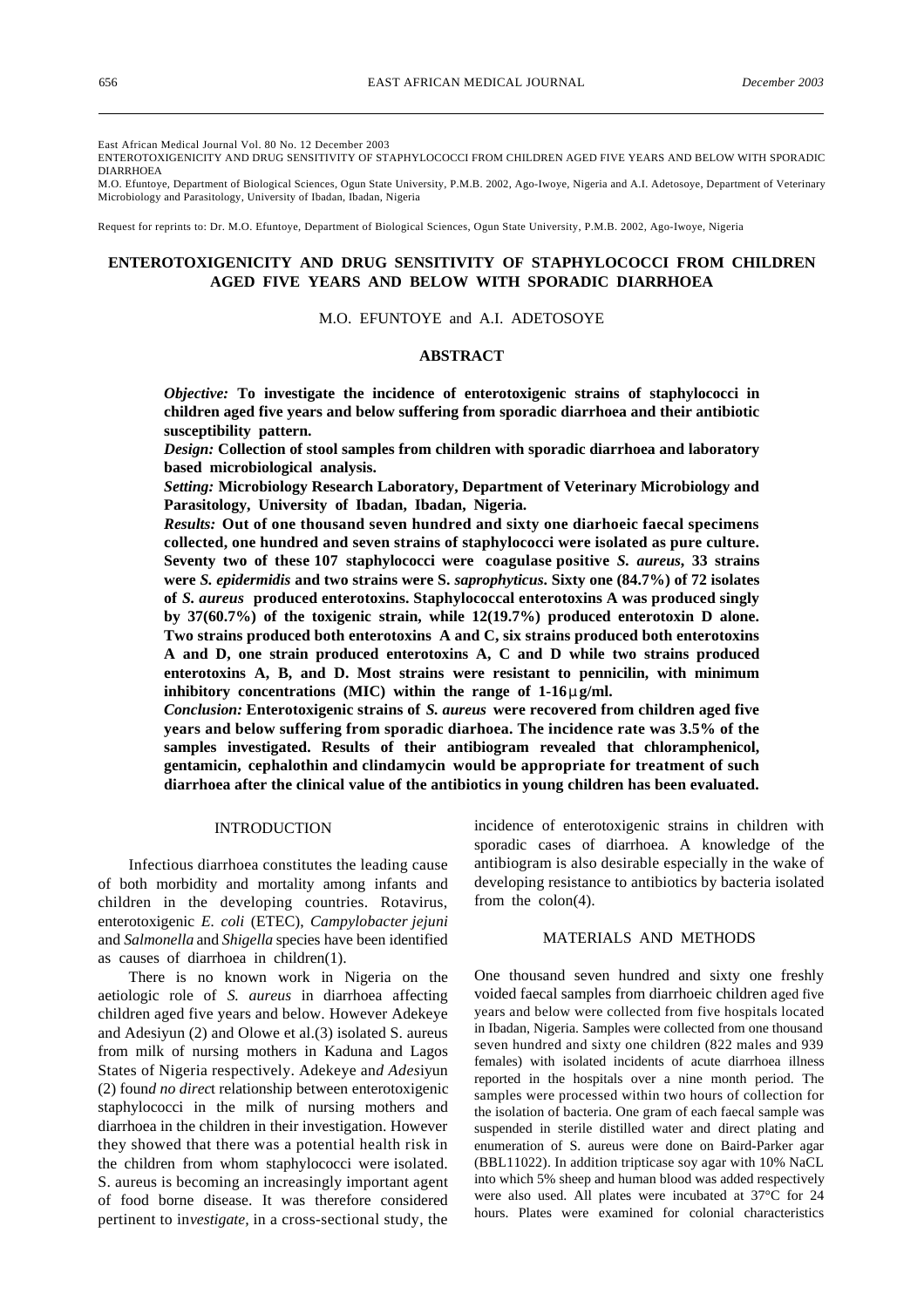East African Medical Journal Vol. 80 No. 12 December 2003

ENTEROTOXIGENICITY AND DRUG SENSITIVITY OF STAPHYLOCOCCI FROM CHILDREN AGED FIVE YEARS AND BELOW WITH SPORADIC DIARRHOEA

M.O. Efuntoye, Department of Biological Sciences, Ogun State University, P.M.B. 2002, Ago-Iwoye, Nigeria and A.I. Adetosoye, Department of Veterinary Microbiology and Parasitology, University of Ibadan, Ibadan, Nigeria

Request for reprints to: Dr. M.O. Efuntoye, Department of Biological Sciences, Ogun State University, P.M.B. 2002, Ago-Iwoye, Nigeria

# ENTEROTOXIGENICITY AND DRUG SENSITIVITY OF STAPHYLOCOCCI FROM CHILDREN AGED FIVE YEARS AND BELOW WITH SPORADIC DIARRHOEA

M.O. EFUNTOYE and A.I. ADETOSOYE

## ABSTRACT

***Objective:*** **To investigate the incidence of enterotoxigenic strains of staphylococci in children aged five years and below suffering from sporadic diarrhoea and their antibiotic susceptibility pattern.**

***Design:*** **Collection of stool samples from children with sporadic diarrhoea and laboratory based microbiological analysis.**

***Setting:*** **Microbiology Research Laboratory, Department of Veterinary Microbiology and Parasitology, University of Ibadan, Ibadan, Nigeria.**

***Results:*** **Out of one thousand seven hundred and sixty one diarhoeic faecal specimens collected, one hundred and seven strains of staphylococci were isolated as pure culture. Seventy two of these 107 staphylococci were coagulase positive *S. aureus*, 33 strains were *S. epidermidis* and two strains were S. *saprophyticus*. Sixty one (84.7%) of 72 isolates of *S. aureus* produced enterotoxins. Staphylococcal enterotoxins A was produced singly by 37(60.7%) of the toxigenic strain, while 12(19.7%) produced enterotoxin D alone. Two strains produced both enterotoxins A and C, six strains produced both enterotoxins A and D, one strain produced enterotoxins A, C and D while two strains produced enterotoxins A, B, and D. Most strains were resistant to pennicilin, with minimum inhibitory concentrations (MIC) within the range of 1-16$\mu$g/ml.**

***Conclusion:*** **Enterotoxigenic strains of *S. aureus* were recovered from children aged five years and below suffering from sporadic diarhoea. The incidence rate was 3.5% of the samples investigated. Results of their antibiogram revealed that chloramphenicol, gentamicin, cephalothin and clindamycin would be appropriate for treatment of such diarrhoea after the clinical value of the antibiotics in young children has been evaluated.**

## INTRODUCTION

Infectious diarrhoea constitutes the leading cause of both morbidity and mortality among infants and children in the developing countries. Rotavirus, enterotoxigenic *E. coli* (ETEC), *Campylobacter jejuni* and *Salmonella* and *Shigella* species have been identified as causes of diarrhoea in children(1).

There is no known work in Nigeria on the aetiologic role of *S. aureus* in diarrhoea affecting children aged five years and below. However Adekeye and Adesiyun (2) and Olowe et al.(3) isolated S. aureus from milk of nursing mothers in Kaduna and Lagos States of Nigeria respectively. Adekeye and Adesiyun (2) found no direct relationship between enterotoxigenic staphylococci in the milk of nursing mothers and diarrhoea in the children in their investigation. However they showed that there was a potential health risk in the children from whom staphylococci were isolated. S. aureus is becoming an increasingly important agent of food borne disease. It was therefore considered pertinent to investigate, in a cross-sectional study, the incidence of enterotoxigenic strains in children with sporadic cases of diarrhoea. A knowledge of the antibiogram is also desirable especially in the wake of developing resistance to antibiotics by bacteria isolated from the colon(4).

## MATERIALS AND METHODS

One thousand seven hundred and sixty one freshly voided faecal samples from diarrhoeic children aged five years and below were collected from five hospitals located in Ibadan, Nigeria. Samples were collected from one thousand seven hundred and sixty one children (822 males and 939 females) with isolated incidents of acute diarrhoea illness reported in the hospitals over a nine month period. The samples were processed within two hours of collection for the isolation of bacteria. One gram of each faecal sample was suspended in sterile distilled water and direct plating and enumeration of S. aureus were done on Baird-Parker agar (BBL11022). In addition tripticase soy agar with 10% NaCL into which 5% sheep and human blood was added respectively were also used. All plates were incubated at 37°C for 24 hours. Plates were examined for colonial characteristics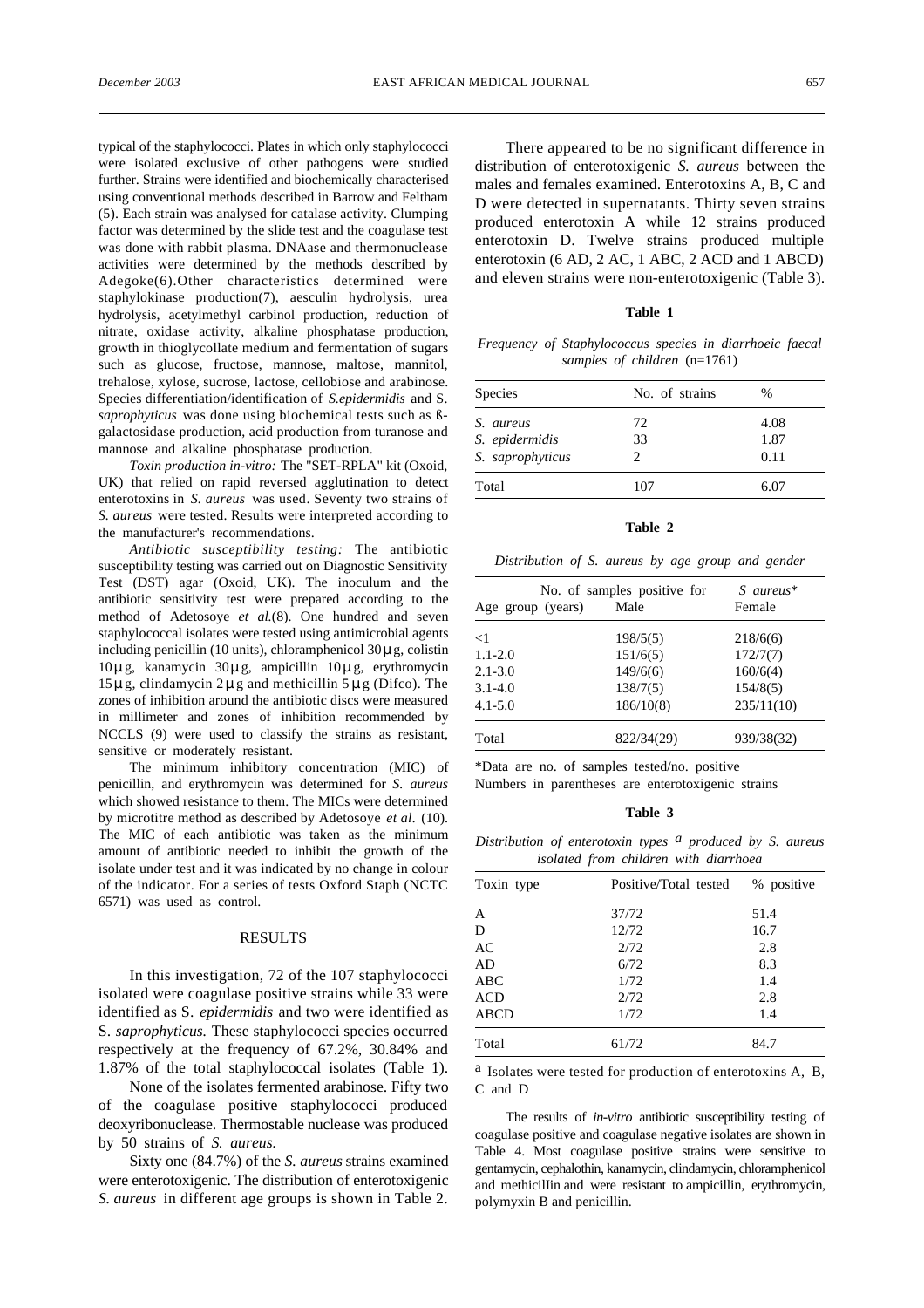typical of the staphylococci. Plates in which only staphylococci were isolated exclusive of other pathogens were studied further. Strains were identified and biochemically characterised using conventional methods described in Barrow and Feltham (5). Each strain was analysed for catalase activity. Clumping factor was determined by the slide test and the coagulase test was done with rabbit plasma. DNAase and thermonuclease activities were determined by the methods described by Adegoke(6).Other characteristics determined were staphylokinase production(7), aesculin hydrolysis, urea hydrolysis, acetylmethyl carbinol production, reduction of nitrate, oxidase activity, alkaline phosphatase production, growth in thioglycollate medium and fermentation of sugars such as glucose, fructose, mannose, maltose, mannitol, trehalose, xylose, sucrose, lactose, cellobiose and arabinose. Species differentiation/identification of *S.epidermidis* and S. *saprophyticus* was done using biochemical tests such as ß-galactosidase production, acid production from turanose and mannose and alkaline phosphatase production.

*Toxin production in-vitro:* The "SET-RPLA" kit (Oxoid, UK) that relied on rapid reversed agglutination to detect enterotoxins in *S. aureus* was used. Seventy two strains of *S. aureus* were tested. Results were interpreted according to the manufacturer's recommendations.

*Antibiotic susceptibility testing:* The antibiotic susceptibility testing was carried out on Diagnostic Sensitivity Test (DST) agar (Oxoid, UK). The inoculum and the antibiotic sensitivity test were prepared according to the method of Adetosoye *et al.*(8). One hundred and seven staphylococcal isolates were tested using antimicrobial agents including penicillin (10 units), chloramphenicol 30µg, colistin 10µg, kanamycin 30µg, ampicillin 10µg, erythromycin 15µg, clindamycin 2µg and methicillin 5µg (Difco). The zones of inhibition around the antibiotic discs were measured in millimeter and zones of inhibition recommended by NCCLS (9) were used to classify the strains as resistant, sensitive or moderately resistant.

The minimum inhibitory concentration (MIC) of penicillin, and erythromycin was determined for *S. aureus* which showed resistance to them. The MICs were determined by microtitre method as described by Adetosoye *et al.* (10). The MIC of each antibiotic was taken as the minimum amount of antibiotic needed to inhibit the growth of the isolate under test and it was indicated by no change in colour of the indicator. For a series of tests Oxford Staph (NCTC 6571) was used as control.

## RESULTS

In this investigation, 72 of the 107 staphylococci isolated were coagulase positive strains while 33 were identified as S. *epidermidis* and two were identified as S. *saprophyticus.* These staphylococci species occurred respectively at the frequency of 67.2%, 30.84% and 1.87% of the total staphylococcal isolates (Table 1).

None of the isolates fermented arabinose. Fifty two of the coagulase positive staphylococci produced deoxyribonuclease. Thermostable nuclease was produced by 50 strains of *S. aureus.*

Sixty one (84.7%) of the *S. aureus* strains examined were enterotoxigenic. The distribution of enterotoxigenic *S. aureus* in different age groups is shown in Table 2.

There appeared to be no significant difference in distribution of enterotoxigenic *S. aureus* between the males and females examined. Enterotoxins A, B, C and D were detected in supernatants. Thirty seven strains produced enterotoxin A while 12 strains produced enterotoxin D. Twelve strains produced multiple enterotoxin (6 AD, 2 AC, 1 ABC, 2 ACD and 1 ABCD) and eleven strains were non-enterotoxigenic (Table 3).

**Table 1**

*Frequency of Staphylococcus species in diarrhoeic faecal samples of children* (n=1761)

| Species | No. of strains | % |
|---|---|---|
| *S. aureus* | 72 | 4.08 |
| *S. epidermidis* | 33 | 1.87 |
| *S. saprophyticus* | 2 | 0.11 |
| Total | 107 | 6.07 |

**Table 2**

*Distribution of S. aureus by age group and gender*

| Age group (years) | No. of samples positive for Male | *S aureus*\* Female |
|---|---|---|
| <1 | 198/5(5) | 218/6(6) |
| 1.1-2.0 | 151/6(5) | 172/7(7) |
| 2.1-3.0 | 149/6(6) | 160/6(4) |
| 3.1-4.0 | 138/7(5) | 154/8(5) |
| 4.1-5.0 | 186/10(8) | 235/11(10) |
| Total | 822/34(29) | 939/38(32) |

\*Data are no. of samples tested/no. positive
Numbers in parentheses are enterotoxigenic strains

**Table 3**

*Distribution of enterotoxin types [a] produced by S. aureus isolated from children with diarrhoea*

| Toxin type | Positive/Total tested | % positive |
|---|---|---|
| A | 37/72 | 51.4 |
| D | 12/72 | 16.7 |
| AC | 2/72 | 2.8 |
| AD | 6/72 | 8.3 |
| ABC | 1/72 | 1.4 |
| ACD | 2/72 | 2.8 |
| ABCD | 1/72 | 1.4 |
| Total | 61/72 | 84.7 |

[a] Isolates were tested for production of enterotoxins A, B, C and D

The results of *in-vitro* antibiotic susceptibility testing of coagulase positive and coagulase negative isolates are shown in Table 4. Most coagulase positive strains were sensitive to gentamycin, cephalothin, kanamycin, clindamycin, chloramphenicol and methicillin and were resistant to ampicillin, erythromycin, polymyxin B and penicillin.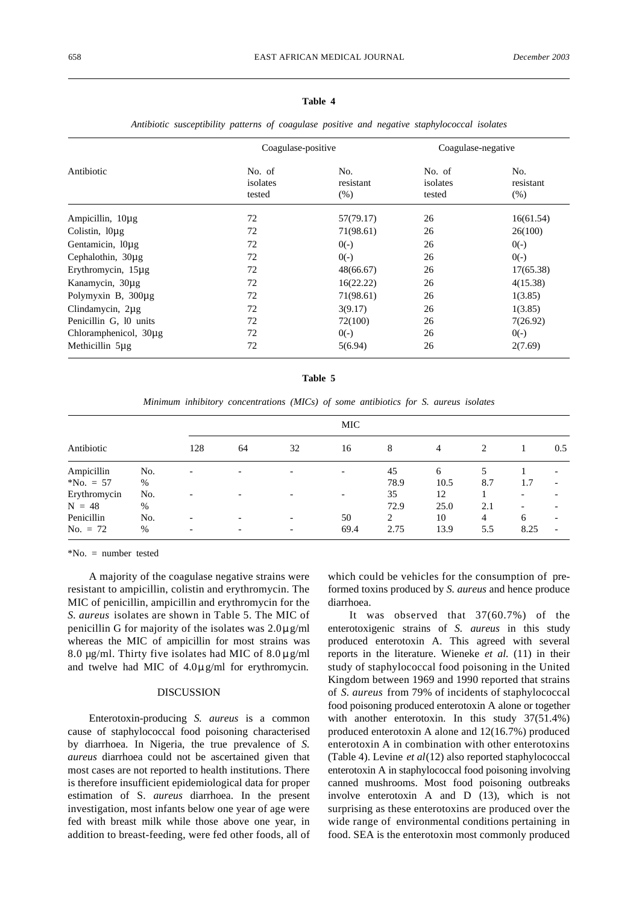**Table 4**

*Antibiotic susceptibility patterns of coagulase positive and negative staphylococcal isolates*

| Antibiotic | Coagulase-positive | | Coagulase-negative | |
|---|---|---|---|---|
| | No. of isolates tested | No. resistant (%) | No. of isolates tested | No. resistant (%) |
| Ampicillin, 10µg | 72 | 57(79.17) | 26 | 16(61.54) |
| Colistin, l0µg | 72 | 71(98.61) | 26 | 26(100) |
| Gentamicin, l0µg | 72 | 0(-) | 26 | 0(-) |
| Cephalothin, 30µg | 72 | 0(-) | 26 | 0(-) |
| Erythromycin, 15µg | 72 | 48(66.67) | 26 | 17(65.38) |
| Kanamycin, 30µg | 72 | 16(22.22) | 26 | 4(15.38) |
| Polymyxin B, 300µg | 72 | 71(98.61) | 26 | 1(3.85) |
| Clindamycin, 2µg | 72 | 3(9.17) | 26 | 1(3.85) |
| Penicillin G, l0 units | 72 | 72(100) | 26 | 7(26.92) |
| Chloramphenicol, 30µg | 72 | 0(-) | 26 | 0(-) |
| Methicillin 5µg | 72 | 5(6.94) | 26 | 2(7.69) |

**Table 5**

*Minimum inhibitory concentrations (MICs) of some antibiotics for S. aureus isolates*

| Antibiotic | | MIC | | | | | | | | |
|---|---|---|---|---|---|---|---|---|---|---|
| | | 128 | 64 | 32 | 16 | 8 | 4 | 2 | 1 | 0.5 |
| Ampicillin | No. | - | - | - | - | 45 | 6 | 5 | 1 | - |
| *No. = 57 | % | | | | | 78.9 | 10.5 | 8.7 | 1.7 | - |
| Erythromycin | No. | - | - | - | - | 35 | 12 | 1 | - | - |
| N = 48 | % | | | | | 72.9 | 25.0 | 2.1 | - | - |
| Penicillin | No. | - | - | - | 50 | 2 | 10 | 4 | 6 | - |
| No. = 72 | % | - | - | - | 69.4 | 2.75 | 13.9 | 5.5 | 8.25 | - |

*No. = number tested

A majority of the coagulase negative strains were resistant to ampicillin, colistin and erythromycin. The MIC of penicillin, ampicillin and erythromycin for the *S. aureus* isolates are shown in Table 5. The MIC of penicillin G for majority of the isolates was 2.0µg/ml whereas the MIC of ampicillin for most strains was 8.0 µg/ml. Thirty five isolates had MIC of 8.0µg/ml and twelve had MIC of 4.0µg/ml for erythromycin.

## DISCUSSION

Enterotoxin-producing *S. aureus* is a common cause of staphylococcal food poisoning characterised by diarrhoea. In Nigeria, the true prevalence of *S. aureus* diarrhoea could not be ascertained given that most cases are not reported to health institutions. There is therefore insufficient epidemiological data for proper estimation of S. *aureus* diarrhoea. In the present investigation, most infants below one year of age were fed with breast milk while those above one year, in addition to breast-feeding, were fed other foods, all of which could be vehicles for the consumption of pre-formed toxins produced by *S. aureus* and hence produce diarrhoea.

It was observed that 37(60.7%) of the enterotoxigenic strains of *S. aureus* in this study produced enterotoxin A. This agreed with several reports in the literature. Wieneke *et al.* (11) in their study of staphylococcal food poisoning in the United Kingdom between 1969 and 1990 reported that strains of *S. aureus* from 79% of incidents of staphylococcal food poisoning produced enterotoxin A alone or together with another enterotoxin. In this study 37(51.4%) produced enterotoxin A alone and 12(16.7%) produced enterotoxin A in combination with other enterotoxins (Table 4). Levine *et al*(12) also reported staphylococcal enterotoxin A in staphylococcal food poisoning involving canned mushrooms. Most food poisoning outbreaks involve enterotoxin A and D (13), which is not surprising as these enterotoxins are produced over the wide range of environmental conditions pertaining in food. SEA is the enterotoxin most commonly produced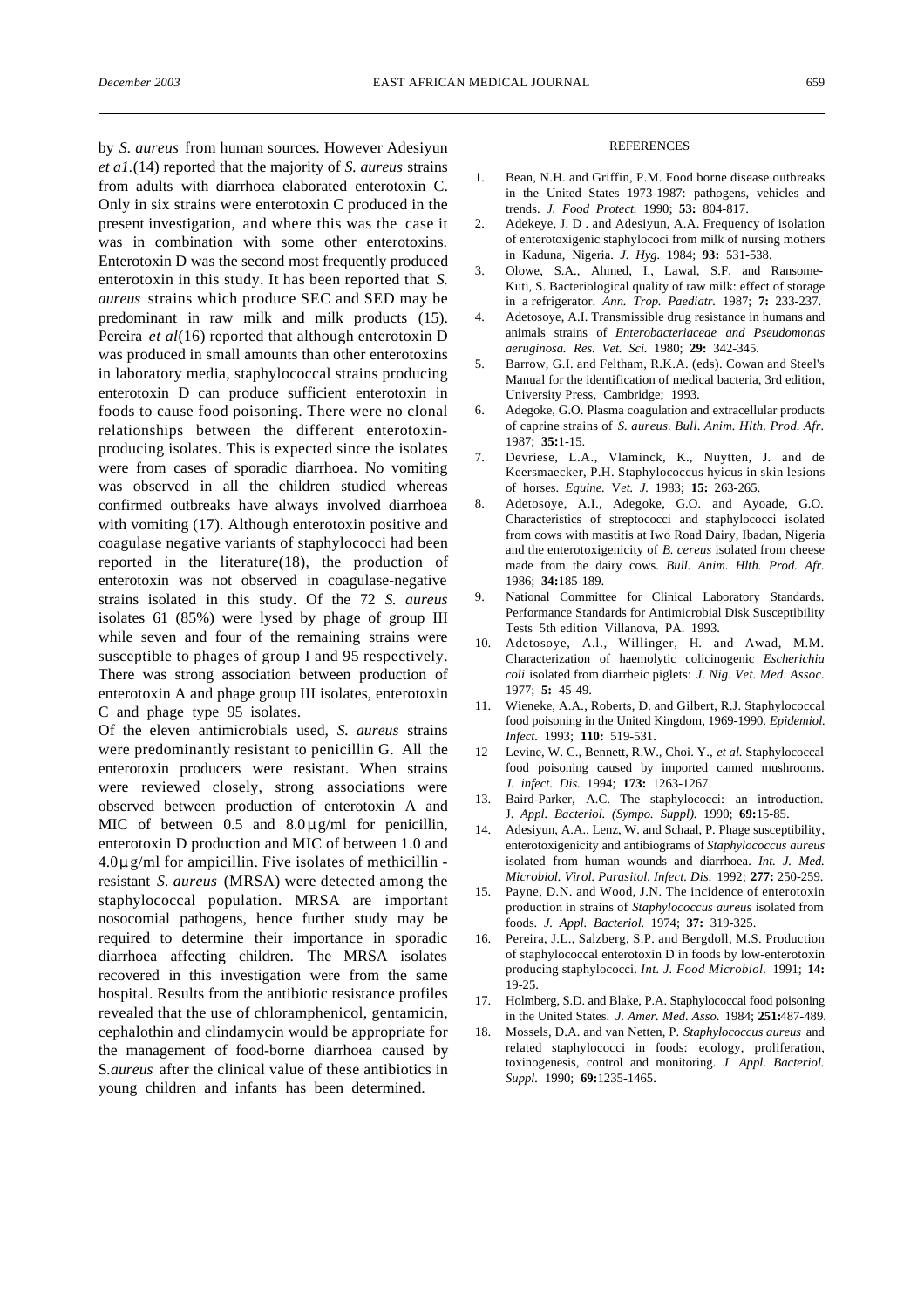by *S. aureus* from human sources. However Adesiyun *et a1*.(14) reported that the majority of *S. aureus* strains from adults with diarrhoea elaborated enterotoxin C. Only in six strains were enterotoxin C produced in the present investigation, and where this was the case it was in combination with some other enterotoxins. Enterotoxin D was the second most frequently produced enterotoxin in this study. It has been reported that *S. aureus* strains which produce SEC and SED may be predominant in raw milk and milk products (15). Pereira *et al*(16) reported that although enterotoxin D was produced in small amounts than other enterotoxins in laboratory media, staphylococcal strains producing enterotoxin D can produce sufficient enterotoxin in foods to cause food poisoning. There were no clonal relationships between the different enterotoxin-producing isolates. This is expected since the isolates were from cases of sporadic diarrhoea. No vomiting was observed in all the children studied whereas confirmed outbreaks have always involved diarrhoea with vomiting (17). Although enterotoxin positive and coagulase negative variants of staphylococci had been reported in the literature(18), the production of enterotoxin was not observed in coagulase-negative strains isolated in this study. Of the 72 *S. aureus* isolates 61 (85%) were lysed by phage of group III while seven and four of the remaining strains were susceptible to phages of group I and 95 respectively. There was strong association between production of enterotoxin A and phage group III isolates, enterotoxin C and phage type 95 isolates.

Of the eleven antimicrobials used, *S. aureus* strains were predominantly resistant to penicillin G. All the enterotoxin producers were resistant. When strains were reviewed closely, strong associations were observed between production of enterotoxin A and MIC of between 0.5 and 8.0 µg/ml for penicillin, enterotoxin D production and MIC of between 1.0 and 4.0 µg/ml for ampicillin. Five isolates of methicillin-resistant *S. aureus* (MRSA) were detected among the staphylococcal population. MRSA are important nosocomial pathogens, hence further study may be required to determine their importance in sporadic diarrhoea affecting children. The MRSA isolates recovered in this investigation were from the same hospital. Results from the antibiotic resistance profiles revealed that the use of chloramphenicol, gentamicin, cephalothin and clindamycin would be appropriate for the management of food-borne diarrhoea caused by *S.aureus* after the clinical value of these antibiotics in young children and infants has been determined.

## REFERENCES

1. Bean, N.H. and Griffin, P.M. Food borne disease outbreaks in the United States 1973-1987: pathogens, vehicles and trends. *J. Food Protect.* 1990; **53:** 804-817.
2. Adekeye, J. D . and Adesiyun, A.A. Frequency of isolation of enterotoxigenic staphylococi from milk of nursing mothers in Kaduna, Nigeria. *J. Hyg.* 1984; **93:** 531-538.
3. Olowe, S.A., Ahmed, I., Lawal, S.F. and Ransome-Kuti, S. Bacteriological quality of raw milk: effect of storage in a refrigerator. *Ann. Trop. Paediatr.* 1987; **7:** 233-237.
4. Adetosoye, A.I. Transmissible drug resistance in humans and animals strains of *Enterobacteriaceae and Pseudomonas aeruginosa. Res. Vet. Sci.* 1980; **29:** 342-345.
5. Barrow, G.I. and Feltham, R.K.A. (eds). Cowan and Steel's Manual for the identification of medical bacteria, 3rd edition, University Press, Cambridge; 1993.
6. Adegoke, G.O. Plasma coagulation and extracellular products of caprine strains of *S. aureus. Bull. Anim. Hlth. Prod. Afr.* 1987; **35:**1-15.
7. Devriese, L.A., Vlaminck, K., Nuytten, J. and de Keersmaecker, P.H. Staphylococcus hyicus in skin lesions of horses. *Equine. Vet. J.* 1983; **15:** 263-265.
8. Adetosoye, A.I., Adegoke, G.O. and Ayoade, G.O. Characteristics of streptococci and staphylococci isolated from cows with mastitis at Iwo Road Dairy, Ibadan, Nigeria and the enterotoxigenicity of *B. cereus* isolated from cheese made from the dairy cows. *Bull. Anim. Hlth. Prod. Afr.* 1986; **34:**185-189.
9. National Committee for Clinical Laboratory Standards. Performance Standards for Antimicrobial Disk Susceptibility Tests 5th edition Villanova, PA. 1993.
10. Adetosoye, A.I., Willinger, H. and Awad, M.M. Characterization of haemolytic colicinogenic *Escherichia coli* isolated from diarrheic piglets: *J. Nig. Vet. Med. Assoc.* 1977; **5:** 45-49.
11. Wieneke, A.A., Roberts, D. and Gilbert, R.J. Staphylococcal food poisoning in the United Kingdom, 1969-1990. *Epidemiol. Infect.* 1993; **110:** 519-531.
12. Levine, W. C., Bennett, R.W., Choi. Y., *et al.* Staphylococcal food poisoning caused by imported canned mushrooms. *J. infect. Dis.* 1994; **173:** 1263-1267.
13. Baird-Parker, A.C. The staphylococci: an introduction. J. *Appl. Bacteriol. (Sympo. Suppl).* 1990; **69:**15-85.
14. Adesiyun, A.A., Lenz, W. and Schaal, P. Phage susceptibility, enterotoxigenicity and antibiograms of *Staphylococcus aureus* isolated from human wounds and diarrhoea. *Int. J. Med. Microbiol. Virol. Parasitol. Infect. Dis.* 1992; **277:** 250-259.
15. Payne, D.N. and Wood, J.N. The incidence of enterotoxin production in strains of *Staphylococcus aureus* isolated from foods. *J. Appl. Bacteriol.* 1974; **37:** 319-325.
16. Pereira, J.L., Salzberg, S.P. and Bergdoll, M.S. Production of staphylococcal enterotoxin D in foods by low-enterotoxin producing staphylococci. *Int. J. Food Microbiol.* 1991; **14:** 19-25.
17. Holmberg, S.D. and Blake, P.A. Staphylococcal food poisoning in the United States. *J. Amer. Med. Asso.* 1984; **251:**487-489.
18. Mossels, D.A. and van Netten, P. *Staphylococcus aureus* and related staphylococci in foods: ecology, proliferation, toxinogenesis, control and monitoring. *J. Appl. Bacteriol. Suppl.* 1990; **69:**1235-1465.